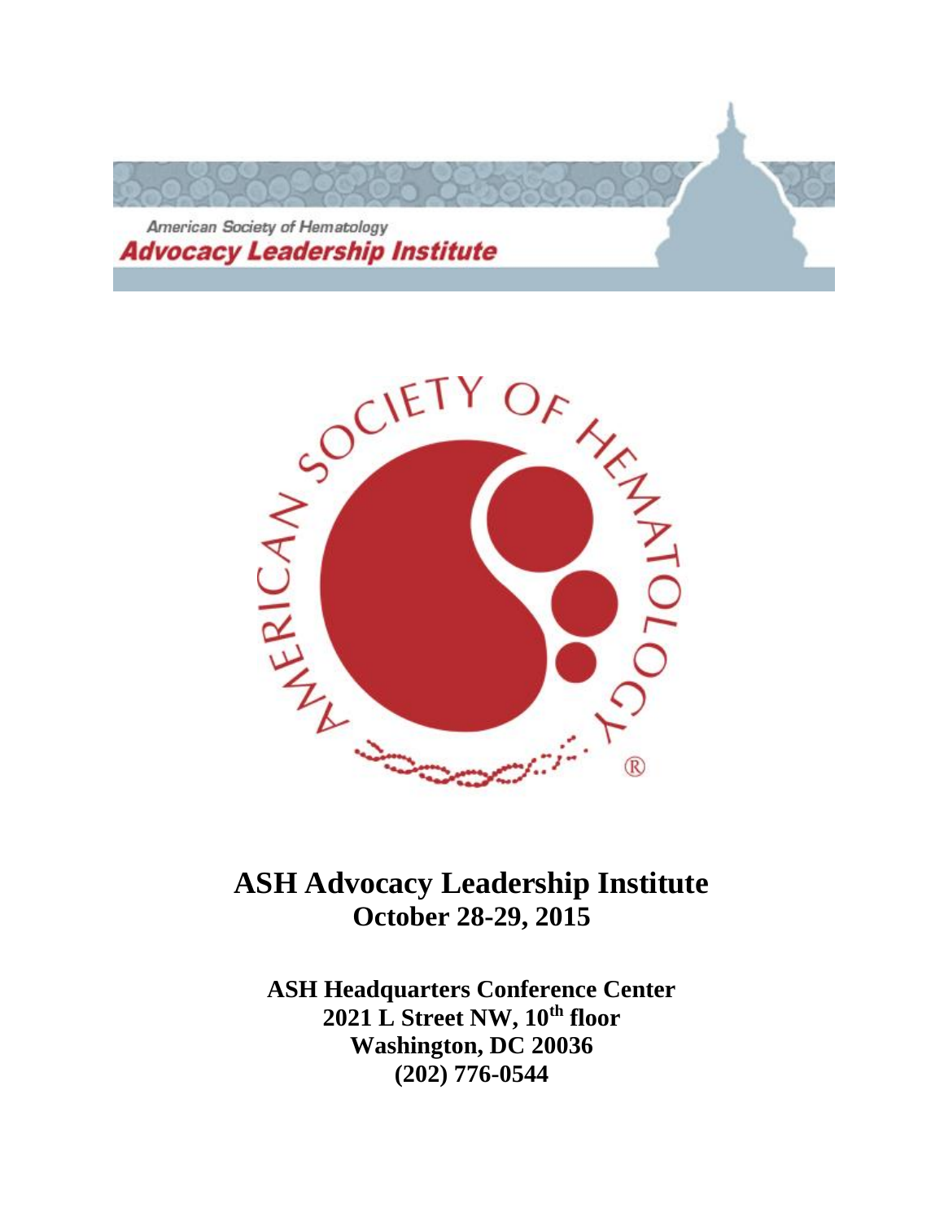American Society of Hematology

**Advocacy Leadership Institute**

AMERICAN SOCIETY OF HEMATOLOGY ®

# ASH Advocacy Leadership Institute

## October 28-29, 2015

**ASH Headquarters Conference Center**
**2021 L Street NW, 10th floor**
**Washington, DC 20036**
**(202) 776-0544**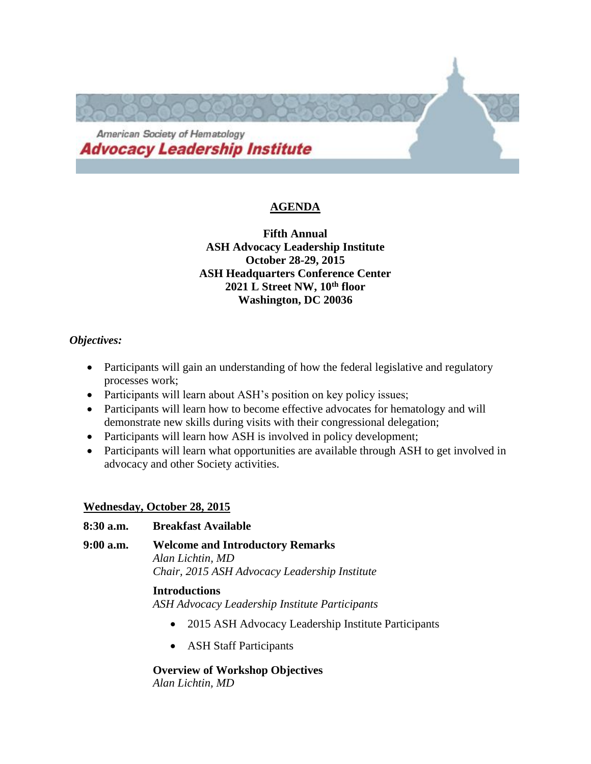American Society of Hematology
**Advocacy Leadership Institute**

## AGENDA

**Fifth Annual**
**ASH Advocacy Leadership Institute**
**October 28-29, 2015**
**ASH Headquarters Conference Center**
**2021 L Street NW, 10th floor**
**Washington, DC 20036**

***Objectives:***

- Participants will gain an understanding of how the federal legislative and regulatory processes work;
- Participants will learn about ASH's position on key policy issues;
- Participants will learn how to become effective advocates for hematology and will demonstrate new skills during visits with their congressional delegation;
- Participants will learn how ASH is involved in policy development;
- Participants will learn what opportunities are available through ASH to get involved in advocacy and other Society activities.

### Wednesday, October 28, 2015

**8:30 a.m.** **Breakfast Available**

**9:00 a.m.** **Welcome and Introductory Remarks**
*Alan Lichtin, MD*
*Chair, 2015 ASH Advocacy Leadership Institute*

**Introductions**
*ASH Advocacy Leadership Institute Participants*

- 2015 ASH Advocacy Leadership Institute Participants
- ASH Staff Participants

**Overview of Workshop Objectives**
*Alan Lichtin, MD*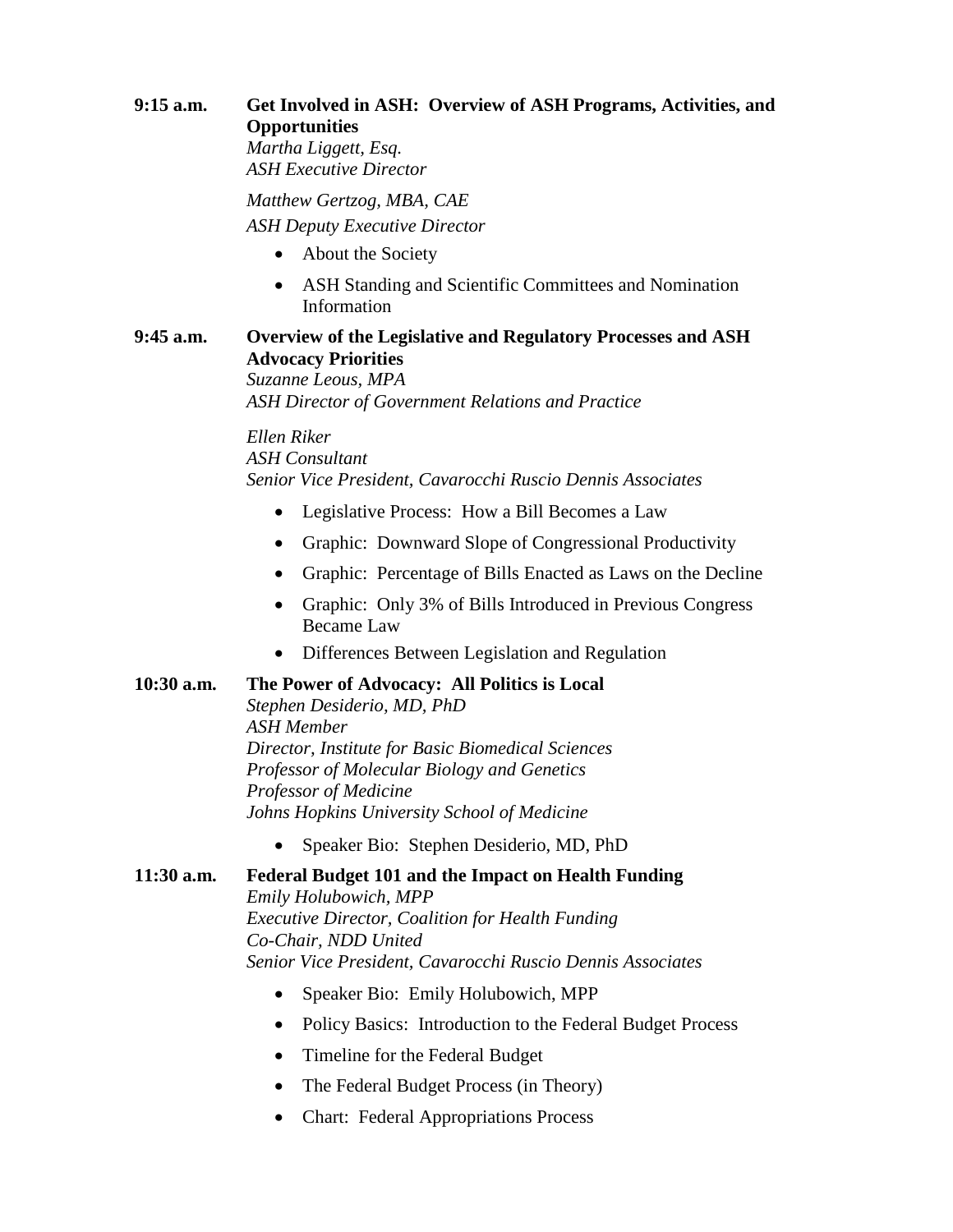**9:15 a.m.** **Get Involved in ASH: Overview of ASH Programs, Activities, and Opportunities**
*Martha Liggett, Esq.*
*ASH Executive Director*

*Matthew Gertzog, MBA, CAE*
*ASH Deputy Executive Director*

- About the Society
- ASH Standing and Scientific Committees and Nomination Information

**9:45 a.m.** **Overview of the Legislative and Regulatory Processes and ASH Advocacy Priorities**
*Suzanne Leous, MPA*
*ASH Director of Government Relations and Practice*

*Ellen Riker*
*ASH Consultant*
*Senior Vice President, Cavarocchi Ruscio Dennis Associates*

- Legislative Process: How a Bill Becomes a Law
- Graphic: Downward Slope of Congressional Productivity
- Graphic: Percentage of Bills Enacted as Laws on the Decline
- Graphic: Only 3% of Bills Introduced in Previous Congress Became Law
- Differences Between Legislation and Regulation

**10:30 a.m.** **The Power of Advocacy: All Politics is Local**
*Stephen Desiderio, MD, PhD*
*ASH Member*
*Director, Institute for Basic Biomedical Sciences*
*Professor of Molecular Biology and Genetics*
*Professor of Medicine*
*Johns Hopkins University School of Medicine*

- Speaker Bio: Stephen Desiderio, MD, PhD

**11:30 a.m.** **Federal Budget 101 and the Impact on Health Funding**
*Emily Holubowich, MPP*
*Executive Director, Coalition for Health Funding*
*Co-Chair, NDD United*
*Senior Vice President, Cavarocchi Ruscio Dennis Associates*

- Speaker Bio: Emily Holubowich, MPP
- Policy Basics: Introduction to the Federal Budget Process
- Timeline for the Federal Budget
- The Federal Budget Process (in Theory)
- Chart: Federal Appropriations Process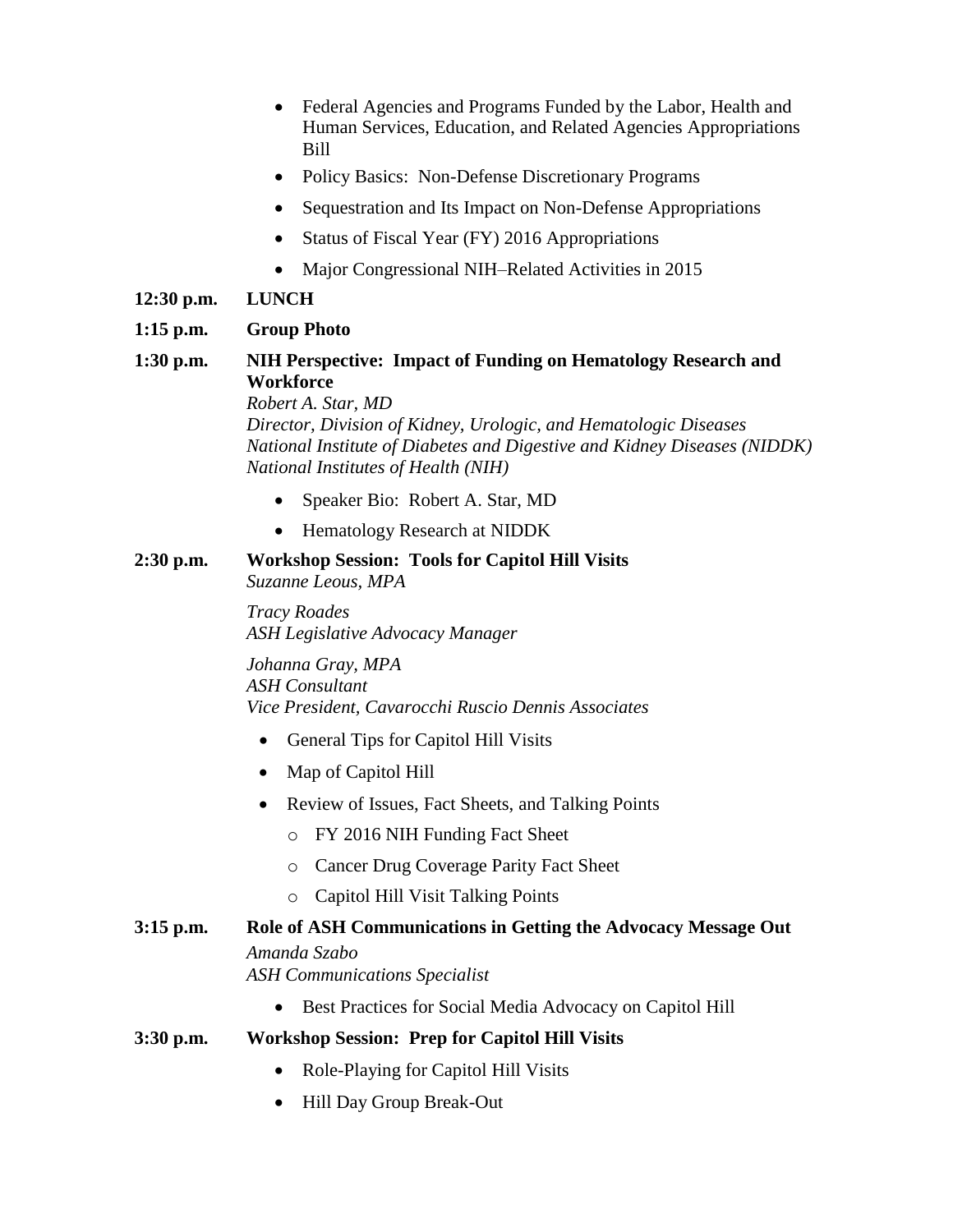- Federal Agencies and Programs Funded by the Labor, Health and Human Services, Education, and Related Agencies Appropriations Bill
- Policy Basics: Non-Defense Discretionary Programs
- Sequestration and Its Impact on Non-Defense Appropriations
- Status of Fiscal Year (FY) 2016 Appropriations
- Major Congressional NIH–Related Activities in 2015

**12:30 p.m.** **LUNCH**

**1:15 p.m.** **Group Photo**

**1:30 p.m.** **NIH Perspective: Impact of Funding on Hematology Research and Workforce**

*Robert A. Star, MD*
*Director, Division of Kidney, Urologic, and Hematologic Diseases*
*National Institute of Diabetes and Digestive and Kidney Diseases (NIDDK)*
*National Institutes of Health (NIH)*

- Speaker Bio: Robert A. Star, MD
- Hematology Research at NIDDK

**2:30 p.m.** **Workshop Session: Tools for Capitol Hill Visits**

*Suzanne Leous, MPA*

*Tracy Roades*
*ASH Legislative Advocacy Manager*

*Johanna Gray, MPA*
*ASH Consultant*
*Vice President, Cavarocchi Ruscio Dennis Associates*

- General Tips for Capitol Hill Visits
- Map of Capitol Hill
- Review of Issues, Fact Sheets, and Talking Points
  - FY 2016 NIH Funding Fact Sheet
  - Cancer Drug Coverage Parity Fact Sheet
  - Capitol Hill Visit Talking Points

**3:15 p.m.** **Role of ASH Communications in Getting the Advocacy Message Out**

*Amanda Szabo*
*ASH Communications Specialist*

- Best Practices for Social Media Advocacy on Capitol Hill

**3:30 p.m.** **Workshop Session: Prep for Capitol Hill Visits**

- Role-Playing for Capitol Hill Visits
- Hill Day Group Break-Out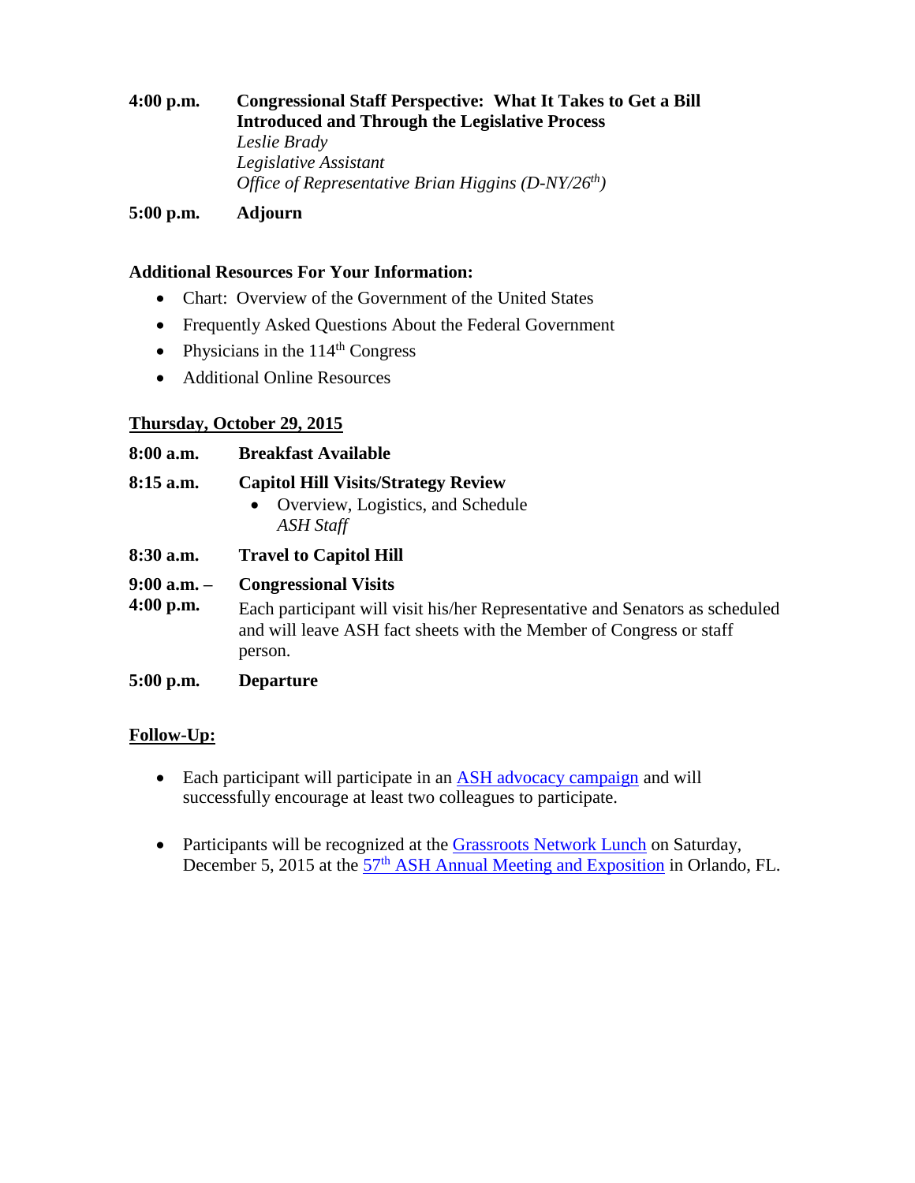**4:00 p.m.** **Congressional Staff Perspective: What It Takes to Get a Bill Introduced and Through the Legislative Process**
*Leslie Brady*
*Legislative Assistant*
*Office of Representative Brian Higgins (D-NY/26th)*

**5:00 p.m.** **Adjourn**

**Additional Resources For Your Information:**

- Chart: Overview of the Government of the United States
- Frequently Asked Questions About the Federal Government
- Physicians in the 114th Congress
- Additional Online Resources

**Thursday, October 29, 2015**

**8:00 a.m.** **Breakfast Available**

**8:15 a.m.** **Capitol Hill Visits/Strategy Review**

- Overview, Logistics, and Schedule
  *ASH Staff*

**8:30 a.m.** **Travel to Capitol Hill**

**9:00 a.m. – 4:00 p.m.** **Congressional Visits**
Each participant will visit his/her Representative and Senators as scheduled and will leave ASH fact sheets with the Member of Congress or staff person.

**5:00 p.m.** **Departure**

**Follow-Up:**

- Each participant will participate in an ASH advocacy campaign and will successfully encourage at least two colleagues to participate.
- Participants will be recognized at the Grassroots Network Lunch on Saturday, December 5, 2015 at the 57th ASH Annual Meeting and Exposition in Orlando, FL.